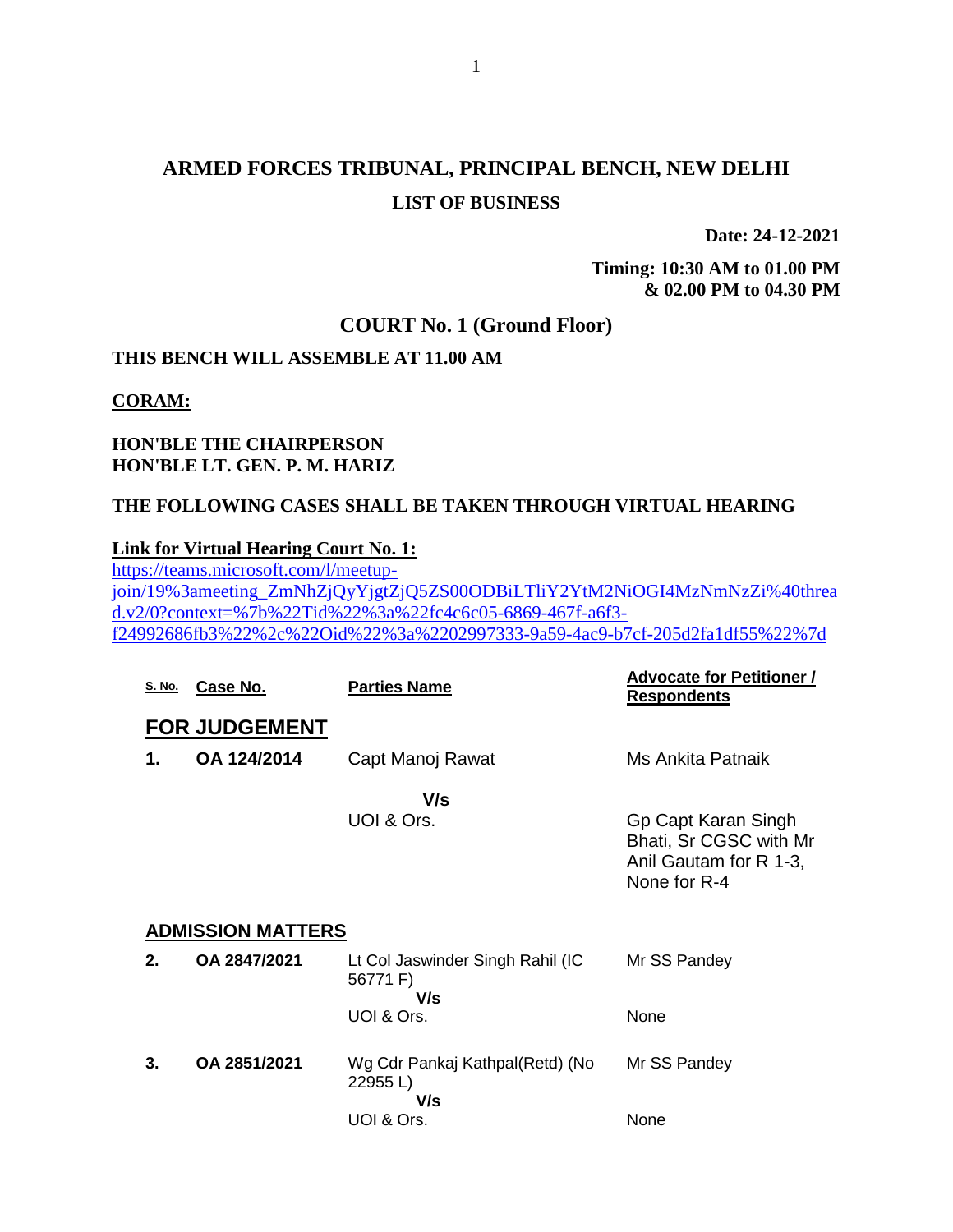# ARMED FORCES TRIBUNAL, PRINCIPAL BENCH, NEW DELHI

## LIST OF BUSINESS

**Date: 24-12-2021**

**Timing: 10:30 AM to 01.00 PM & 02.00 PM to 04.30 PM**

## COURT No. 1 (Ground Floor)

**THIS BENCH WILL ASSEMBLE AT 11.00 AM**

**CORAM:**

**HON'BLE THE CHAIRPERSON**
**HON'BLE LT. GEN. P. M. HARIZ**

**THE FOLLOWING CASES SHALL BE TAKEN THROUGH VIRTUAL HEARING**

**Link for Virtual Hearing Court No. 1:**
https://teams.microsoft.com/l/meetup-join/19%3ameeting_ZmNhZjQyYjgtZjQ5ZS00ODBiLTliY2YtM2NiOGI4MzNmNzZi%40thread.v2/0?context=%7b%22Tid%22%3a%22fc4c6c05-6869-467f-a6f3-f24992686fb3%22%2c%22Oid%22%3a%2202997333-9a59-4ac9-b7cf-205d2fa1df55%22%7d

| S. No. | Case No. | Parties Name | Advocate for Petitioner / Respondents |
|---|---|---|---|
| **FOR JUDGEMENT** | | | |
| **1.** | **OA 124/2014** | Capt Manoj Rawat | Ms Ankita Patnaik |
| | | V/s | |
| | | UOI & Ors. | Gp Capt Karan Singh Bhati, Sr CGSC with Mr Anil Gautam for R 1-3, None for R-4 |
| **ADMISSION MATTERS** | | | |
| **2.** | **OA 2847/2021** | Lt Col Jaswinder Singh Rahil (IC 56771 F) | Mr SS Pandey |
| | | V/s | |
| | | UOI & Ors. | None |
| **3.** | **OA 2851/2021** | Wg Cdr Pankaj Kathpal(Retd) (No 22955 L) | Mr SS Pandey |
| | | V/s | |
| | | UOI & Ors. | None |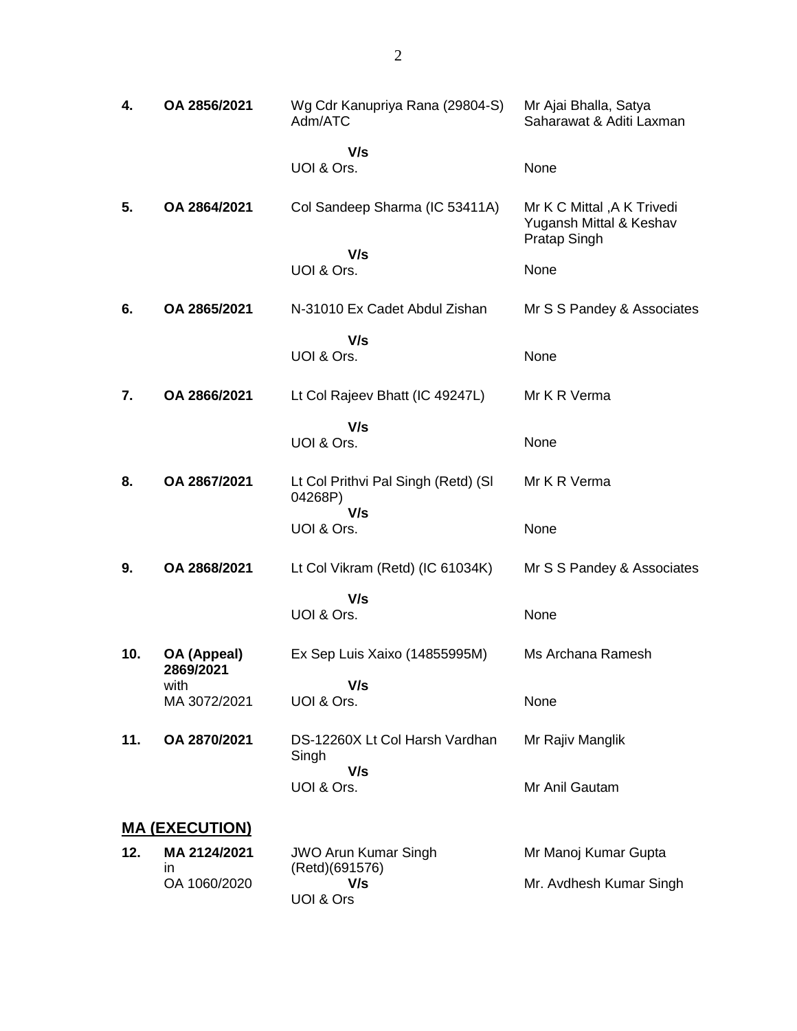| | | | |
|---|---|---|---|
| **4.** | **OA 2856/2021** | Wg Cdr Kanupriya Rana (29804-S) Adm/ATC | Mr Ajai Bhalla, Satya Saharawat & Aditi Laxman |
| | | **V/s** | |
| | | UOI & Ors. | None |
| **5.** | **OA 2864/2021** | Col Sandeep Sharma (IC 53411A) | Mr K C Mittal ,A K Trivedi Yugansh Mittal & Keshav Pratap Singh |
| | | **V/s** | |
| | | UOI & Ors. | None |
| **6.** | **OA 2865/2021** | N-31010 Ex Cadet Abdul Zishan | Mr S S Pandey & Associates |
| | | **V/s** | |
| | | UOI & Ors. | None |
| **7.** | **OA 2866/2021** | Lt Col Rajeev Bhatt (IC 49247L) | Mr K R Verma |
| | | **V/s** | |
| | | UOI & Ors. | None |
| **8.** | **OA 2867/2021** | Lt Col Prithvi Pal Singh (Retd) (Sl 04268P) | Mr K R Verma |
| | | **V/s** | |
| | | UOI & Ors. | None |
| **9.** | **OA 2868/2021** | Lt Col Vikram (Retd) (IC 61034K) | Mr S S Pandey & Associates |
| | | **V/s** | |
| | | UOI & Ors. | None |
| **10.** | **OA (Appeal) 2869/2021** with MA 3072/2021 | Ex Sep Luis Xaixo (14855995M) | Ms Archana Ramesh |
| | | **V/s** | |
| | | UOI & Ors. | None |
| **11.** | **OA 2870/2021** | DS-12260X Lt Col Harsh Vardhan Singh | Mr Rajiv Manglik |
| | | **V/s** | |
| | | UOI & Ors. | Mr Anil Gautam |

## **MA (EXECUTION)**

| | | | |
|---|---|---|---|
| **12.** | **MA 2124/2021** in OA 1060/2020 | JWO Arun Kumar Singh (Retd)(691576) | Mr Manoj Kumar Gupta |
| | | **V/s** | |
| | | UOI & Ors | Mr. Avdhesh Kumar Singh |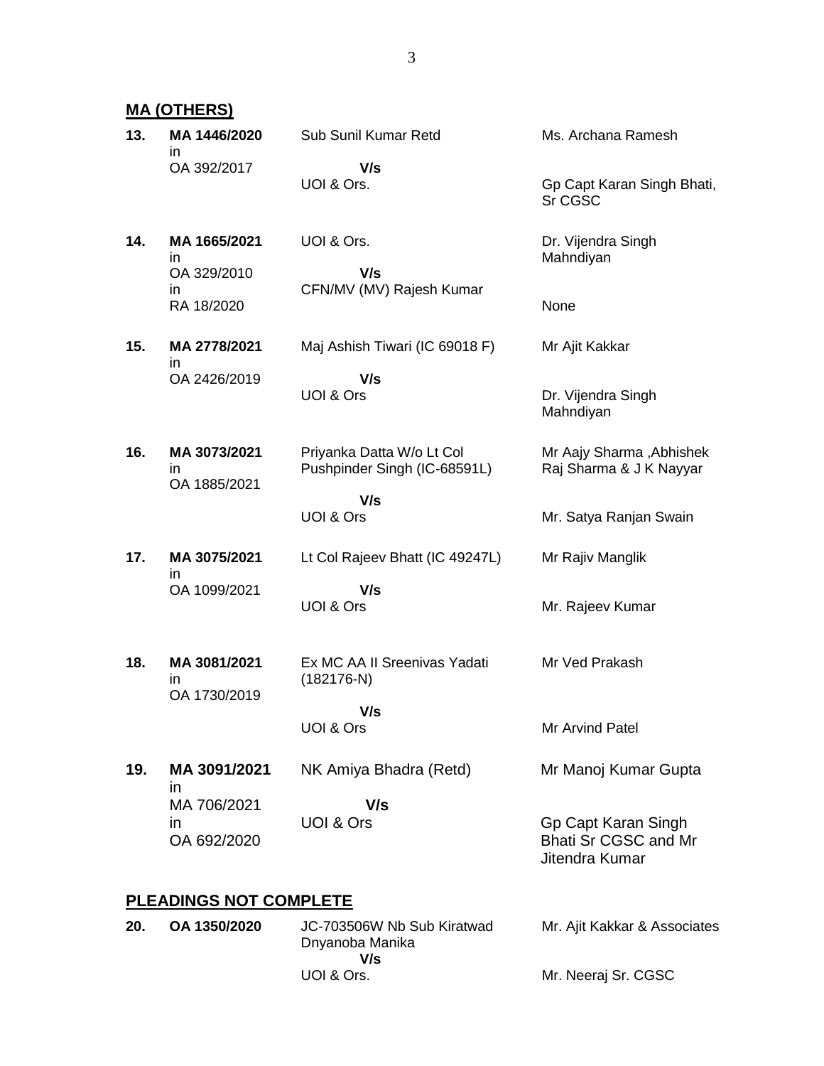## MA (OTHERS)

| | | | |
|---|---|---|---|
| 13. | **MA 1446/2020** in OA 392/2017 | Sub Sunil Kumar Retd **V/s** UOI & Ors. | Ms. Archana Ramesh<br><br>Gp Capt Karan Singh Bhati, Sr CGSC |
| 14. | **MA 1665/2021** in OA 329/2010 in RA 18/2020 | UOI & Ors. **V/s** CFN/MV (MV) Rajesh Kumar | Dr. Vijendra Singh Mahndiyan<br><br>None |
| 15. | **MA 2778/2021** in OA 2426/2019 | Maj Ashish Tiwari (IC 69018 F) **V/s** UOI & Ors | Mr Ajit Kakkar<br><br>Dr. Vijendra Singh Mahndiyan |
| 16. | **MA 3073/2021** in OA 1885/2021 | Priyanka Datta W/o Lt Col Pushpinder Singh (IC-68591L) **V/s** UOI & Ors | Mr Aajy Sharma ,Abhishek Raj Sharma & J K Nayyar<br><br>Mr. Satya Ranjan Swain |
| 17. | **MA 3075/2021** in OA 1099/2021 | Lt Col Rajeev Bhatt (IC 49247L) **V/s** UOI & Ors | Mr Rajiv Manglik<br><br>Mr. Rajeev Kumar |
| 18. | **MA 3081/2021** in OA 1730/2019 | Ex MC AA II Sreenivas Yadati (182176-N) **V/s** UOI & Ors | Mr Ved Prakash<br><br>Mr Arvind Patel |
| 19. | **MA 3091/2021** in MA 706/2021 in OA 692/2020 | NK Amiya Bhadra (Retd) **V/s** UOI & Ors | Mr Manoj Kumar Gupta<br><br>Gp Capt Karan Singh Bhati Sr CGSC and Mr Jitendra Kumar |

## PLEADINGS NOT COMPLETE

| | | | |
|---|---|---|---|
| 20. | **OA 1350/2020** | JC-703506W Nb Sub Kiratwad Dnyanoba Manika **V/s** UOI & Ors. | Mr. Ajit Kakkar & Associates<br><br>Mr. Neeraj Sr. CGSC |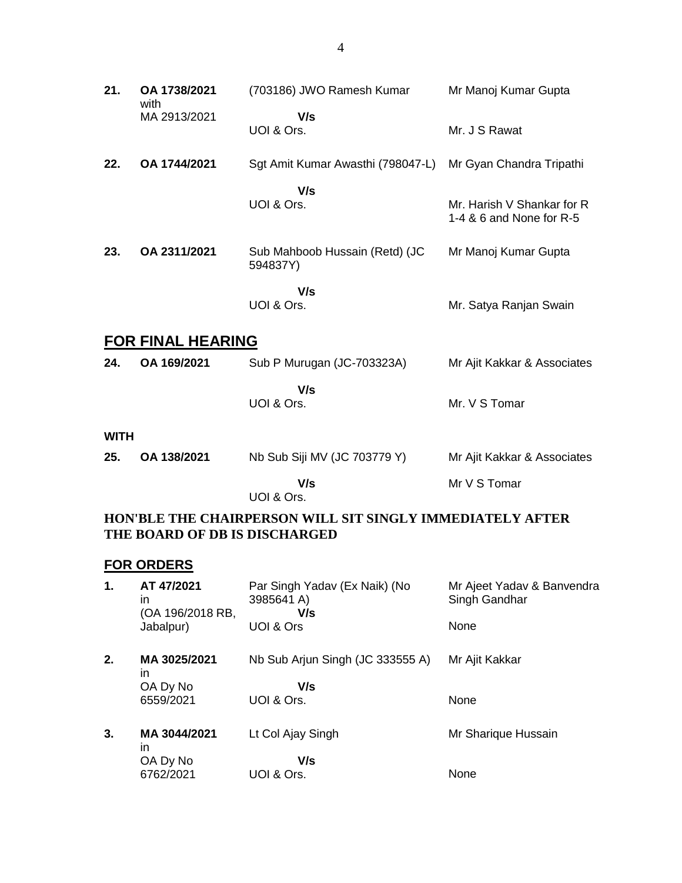| | | | |
|---|---|---|---|
| **21.** | **OA 1738/2021** with MA 2913/2021 | (703186) JWO Ramesh Kumar **V/s** UOI & Ors. | Mr Manoj Kumar Gupta<br>Mr. J S Rawat |
| **22.** | **OA 1744/2021** | Sgt Amit Kumar Awasthi (798047-L) **V/s** UOI & Ors. | Mr Gyan Chandra Tripathi<br>Mr. Harish V Shankar for R 1-4 & 6 and None for R-5 |
| **23.** | **OA 2311/2021** | Sub Mahboob Hussain (Retd) (JC 594837Y) **V/s** UOI & Ors. | Mr Manoj Kumar Gupta<br>Mr. Satya Ranjan Swain |

## FOR FINAL HEARING

| | | | |
|---|---|---|---|
| **24.** | **OA 169/2021** | Sub P Murugan (JC-703323A) **V/s** UOI & Ors. | Mr Ajit Kakkar & Associates<br>Mr. V S Tomar |

**WITH**

| | | | |
|---|---|---|---|
| **25.** | **OA 138/2021** | Nb Sub Siji MV (JC 703779 Y) **V/s** UOI & Ors. | Mr Ajit Kakkar & Associates<br>Mr V S Tomar |

**HON'BLE THE CHAIRPERSON WILL SIT SINGLY IMMEDIATELY AFTER THE BOARD OF DB IS DISCHARGED**

## FOR ORDERS

| | | | |
|---|---|---|---|
| **1.** | **AT 47/2021** in (OA 196/2018 RB, Jabalpur) | Par Singh Yadav (Ex Naik) (No 3985641 A) **V/s** UOI & Ors | Mr Ajeet Yadav & Banvendra Singh Gandhar<br>None |
| **2.** | **MA 3025/2021** in OA Dy No 6559/2021 | Nb Sub Arjun Singh (JC 333555 A) **V/s** UOI & Ors. | Mr Ajit Kakkar<br>None |
| **3.** | **MA 3044/2021** in OA Dy No 6762/2021 | Lt Col Ajay Singh **V/s** UOI & Ors. | Mr Sharique Hussain<br>None |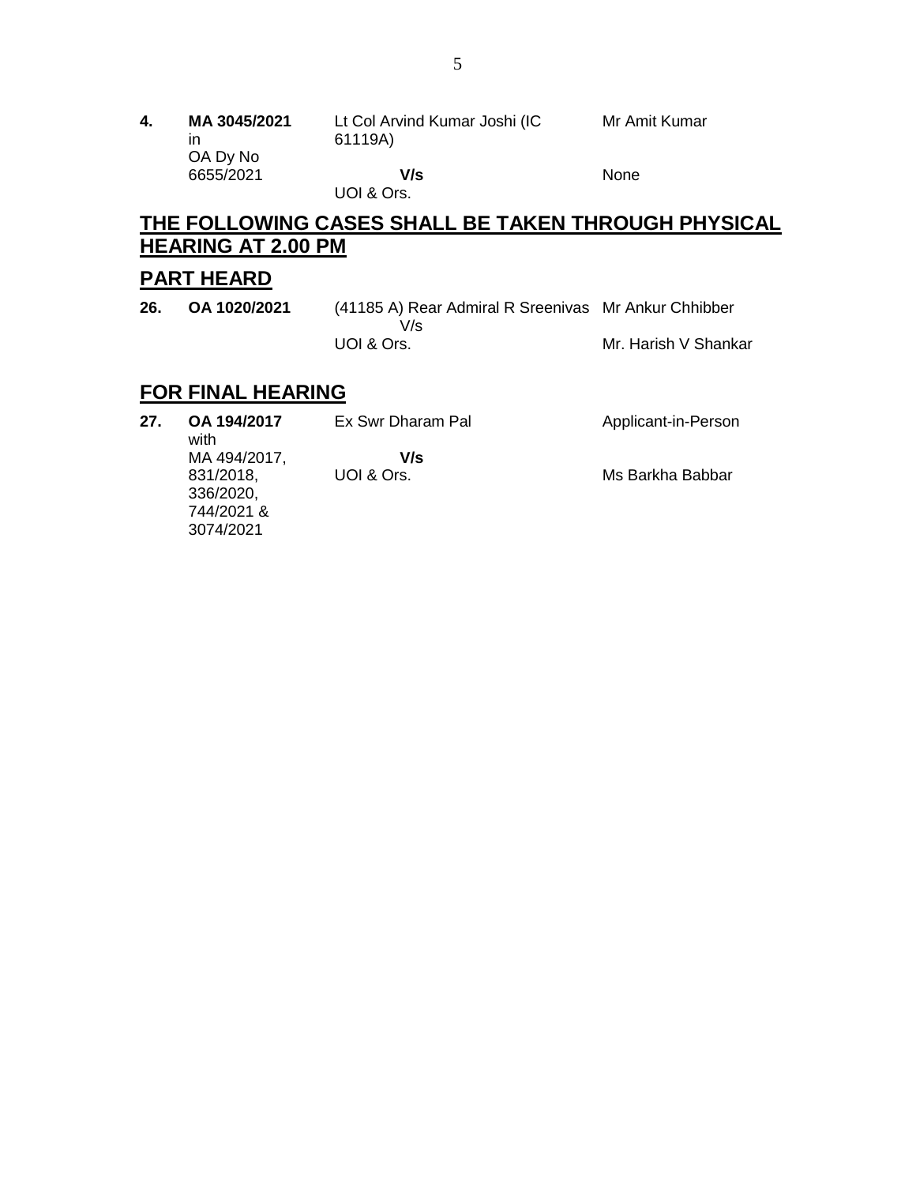| | | | |
|---|---|---|---|
| **4.** | **MA 3045/2021** in OA Dy No 6655/2021 | Lt Col Arvind Kumar Joshi (IC 61119A) **V/s** UOI & Ors. | Mr Amit Kumar<br><br>None |

## THE FOLLOWING CASES SHALL BE TAKEN THROUGH PHYSICAL HEARING AT 2.00 PM

## PART HEARD

| | | | |
|---|---|---|---|
| **26.** | **OA 1020/2021** | (41185 A) Rear Admiral R Sreenivas V/s UOI & Ors. | Mr Ankur Chhibber<br><br>Mr. Harish V Shankar |

## FOR FINAL HEARING

| | | | |
|---|---|---|---|
| **27.** | **OA 194/2017** with MA 494/2017, 831/2018, 336/2020, 744/2021 & 3074/2021 | Ex Swr Dharam Pal **V/s** UOI & Ors. | Applicant-in-Person<br><br>Ms Barkha Babbar |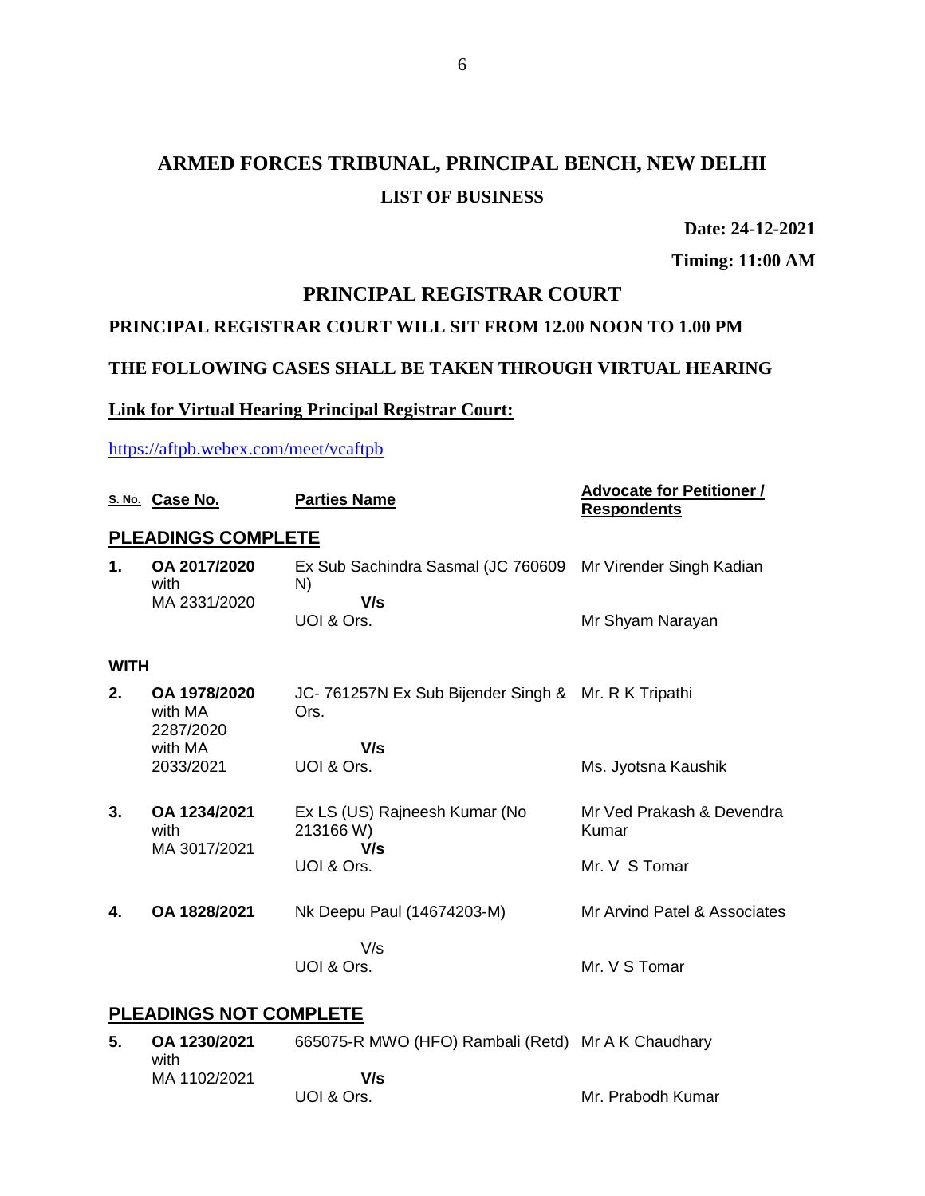# ARMED FORCES TRIBUNAL, PRINCIPAL BENCH, NEW DELHI

## LIST OF BUSINESS

**Date: 24-12-2021**

**Timing: 11:00 AM**

## PRINCIPAL REGISTRAR COURT

**PRINCIPAL REGISTRAR COURT WILL SIT FROM 12.00 NOON TO 1.00 PM**

**THE FOLLOWING CASES SHALL BE TAKEN THROUGH VIRTUAL HEARING**

**Link for Virtual Hearing Principal Registrar Court:**

https://aftpb.webex.com/meet/vcaftpb

| S. No. | Case No. | Parties Name | Advocate for Petitioner / Respondents |
|---|---|---|---|
| **PLEADINGS COMPLETE** | | | |
| **1.** | **OA 2017/2020** with MA 2331/2020 | Ex Sub Sachindra Sasmal (JC 760609 N) **V/s** UOI & Ors. | Mr Virender Singh Kadian<br>Mr Shyam Narayan |
| **WITH** | | | |
| **2.** | **OA 1978/2020** with MA 2287/2020 with MA 2033/2021 | JC- 761257N Ex Sub Bijender Singh & Ors. **V/s** UOI & Ors. | Mr. R K Tripathi<br>Ms. Jyotsna Kaushik |
| **3.** | **OA 1234/2021** with MA 3017/2021 | Ex LS (US) Rajneesh Kumar (No 213166 W) **V/s** UOI & Ors. | Mr Ved Prakash & Devendra Kumar<br>Mr. V S Tomar |
| **4.** | **OA 1828/2021** | Nk Deepu Paul (14674203-M) V/s UOI & Ors. | Mr Arvind Patel & Associates<br>Mr. V S Tomar |
| **PLEADINGS NOT COMPLETE** | | | |
| **5.** | **OA 1230/2021** with MA 1102/2021 | 665075-R MWO (HFO) Rambali (Retd) **V/s** UOI & Ors. | Mr A K Chaudhary<br>Mr. Prabodh Kumar |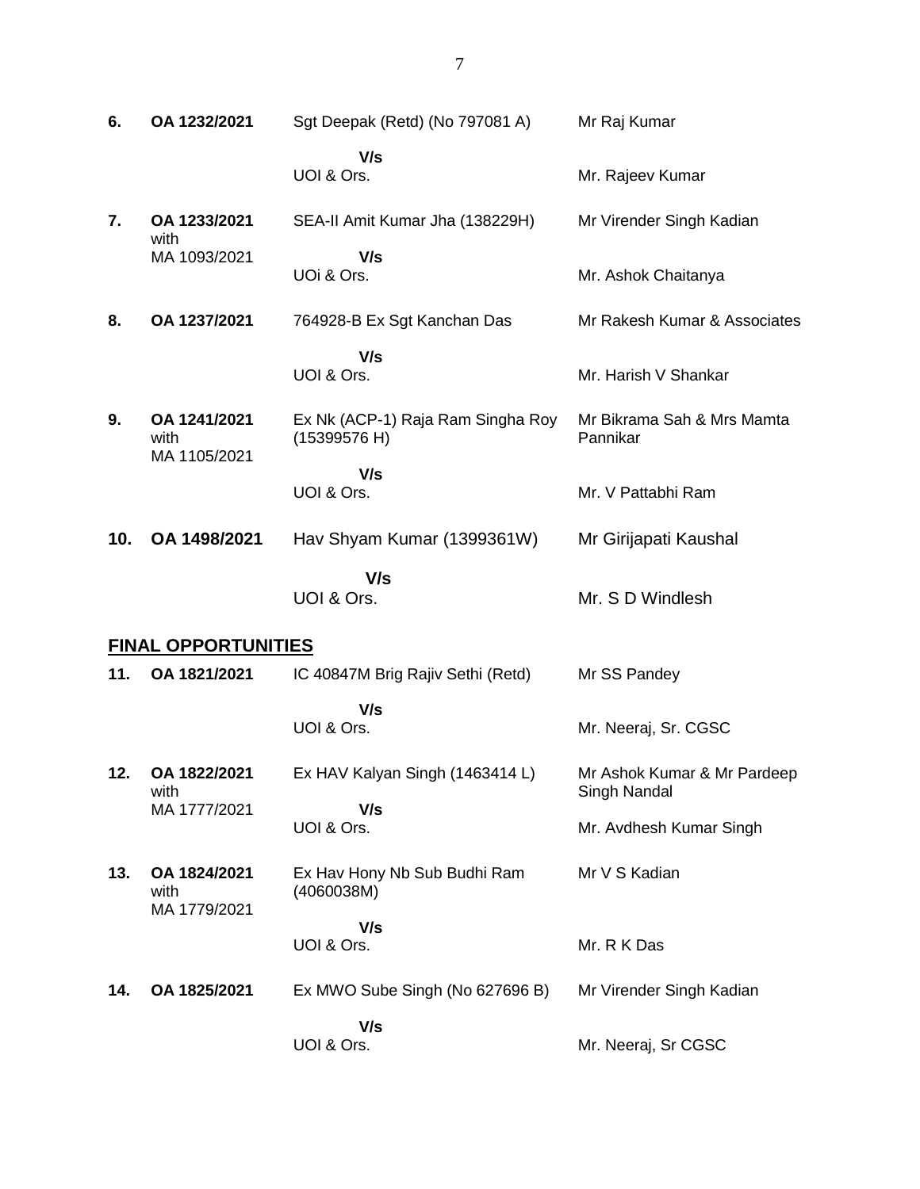| | | | |
|---|---|---|---|
| **6.** | **OA 1232/2021** | Sgt Deepak (Retd) (No 797081 A) | Mr Raj Kumar |
| | | **V/s** | |
| | | UOI & Ors. | Mr. Rajeev Kumar |
| **7.** | **OA 1233/2021** with MA 1093/2021 | SEA-II Amit Kumar Jha (138229H) | Mr Virender Singh Kadian |
| | | **V/s** | |
| | | UOi & Ors. | Mr. Ashok Chaitanya |
| **8.** | **OA 1237/2021** | 764928-B Ex Sgt Kanchan Das | Mr Rakesh Kumar & Associates |
| | | **V/s** | |
| | | UOI & Ors. | Mr. Harish V Shankar |
| **9.** | **OA 1241/2021** with MA 1105/2021 | Ex Nk (ACP-1) Raja Ram Singha Roy (15399576 H) | Mr Bikrama Sah & Mrs Mamta Pannikar |
| | | **V/s** | |
| | | UOI & Ors. | Mr. V Pattabhi Ram |
| **10.** | **OA 1498/2021** | Hav Shyam Kumar (1399361W) | Mr Girijapati Kaushal |
| | | **V/s** | |
| | | UOI & Ors. | Mr. S D Windlesh |

## **FINAL OPPORTUNITIES**

| | | | |
|---|---|---|---|
| **11.** | **OA 1821/2021** | IC 40847M Brig Rajiv Sethi (Retd) | Mr SS Pandey |
| | | **V/s** | |
| | | UOI & Ors. | Mr. Neeraj, Sr. CGSC |
| **12.** | **OA 1822/2021** with MA 1777/2021 | Ex HAV Kalyan Singh (1463414 L) | Mr Ashok Kumar & Mr Pardeep Singh Nandal |
| | | **V/s** | |
| | | UOI & Ors. | Mr. Avdhesh Kumar Singh |
| **13.** | **OA 1824/2021** with MA 1779/2021 | Ex Hav Hony Nb Sub Budhi Ram (4060038M) | Mr V S Kadian |
| | | **V/s** | |
| | | UOI & Ors. | Mr. R K Das |
| **14.** | **OA 1825/2021** | Ex MWO Sube Singh (No 627696 B) | Mr Virender Singh Kadian |
| | | **V/s** | |
| | | UOI & Ors. | Mr. Neeraj, Sr CGSC |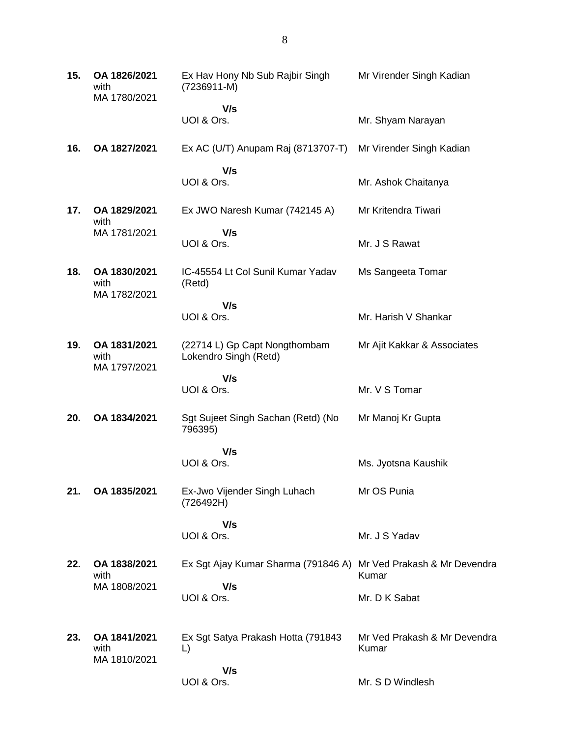| | | | |
|---|---|---|---|
| **15.** | **OA 1826/2021** with MA 1780/2021 | Ex Hav Hony Nb Sub Rajbir Singh (7236911-M) **V/s** UOI & Ors. | Mr Virender Singh Kadian Mr. Shyam Narayan |
| **16.** | **OA 1827/2021** | Ex AC (U/T) Anupam Raj (8713707-T) **V/s** UOI & Ors. | Mr Virender Singh Kadian Mr. Ashok Chaitanya |
| **17.** | **OA 1829/2021** with MA 1781/2021 | Ex JWO Naresh Kumar (742145 A) **V/s** UOI & Ors. | Mr Kritendra Tiwari Mr. J S Rawat |
| **18.** | **OA 1830/2021** with MA 1782/2021 | IC-45554 Lt Col Sunil Kumar Yadav (Retd) **V/s** UOI & Ors. | Ms Sangeeta Tomar Mr. Harish V Shankar |
| **19.** | **OA 1831/2021** with MA 1797/2021 | (22714 L) Gp Capt Nongthombam Lokendro Singh (Retd) **V/s** UOI & Ors. | Mr Ajit Kakkar & Associates Mr. V S Tomar |
| **20.** | **OA 1834/2021** | Sgt Sujeet Singh Sachan (Retd) (No 796395) **V/s** UOI & Ors. | Mr Manoj Kr Gupta Ms. Jyotsna Kaushik |
| **21.** | **OA 1835/2021** | Ex-Jwo Vijender Singh Luhach (726492H) **V/s** UOI & Ors. | Mr OS Punia Mr. J S Yadav |
| **22.** | **OA 1838/2021** with MA 1808/2021 | Ex Sgt Ajay Kumar Sharma (791846 A) **V/s** UOI & Ors. | Mr Ved Prakash & Mr Devendra Kumar Mr. D K Sabat |
| **23.** | **OA 1841/2021** with MA 1810/2021 | Ex Sgt Satya Prakash Hotta (791843 L) **V/s** UOI & Ors. | Mr Ved Prakash & Mr Devendra Kumar Mr. S D Windlesh |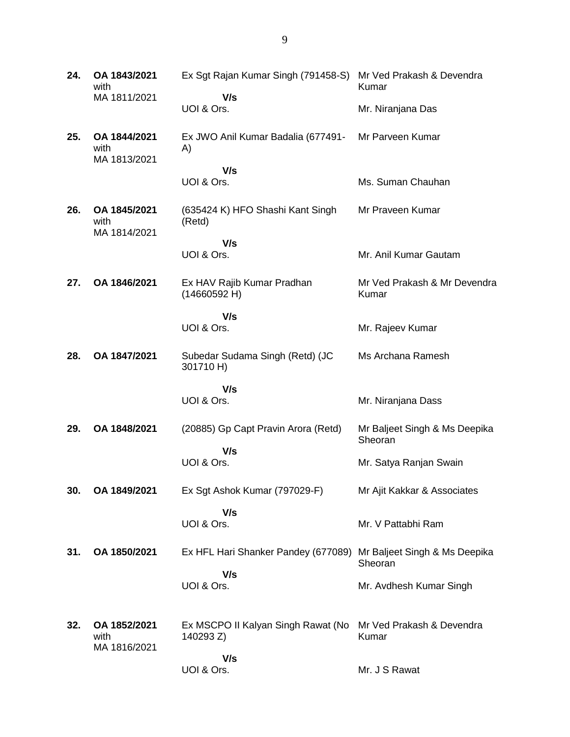| | | | |
|---|---|---|---|
| **24.** | **OA 1843/2021** with MA 1811/2021 | Ex Sgt Rajan Kumar Singh (791458-S)<br>**V/s**<br>UOI & Ors. | Mr Ved Prakash & Devendra Kumar<br><br>Mr. Niranjana Das |
| **25.** | **OA 1844/2021** with MA 1813/2021 | Ex JWO Anil Kumar Badalia (677491-A)<br>**V/s**<br>UOI & Ors. | Mr Parveen Kumar<br><br>Ms. Suman Chauhan |
| **26.** | **OA 1845/2021** with MA 1814/2021 | (635424 K) HFO Shashi Kant Singh (Retd)<br>**V/s**<br>UOI & Ors. | Mr Praveen Kumar<br><br>Mr. Anil Kumar Gautam |
| **27.** | **OA 1846/2021** | Ex HAV Rajib Kumar Pradhan (14660592 H)<br>**V/s**<br>UOI & Ors. | Mr Ved Prakash & Mr Devendra Kumar<br><br>Mr. Rajeev Kumar |
| **28.** | **OA 1847/2021** | Subedar Sudama Singh (Retd) (JC 301710 H)<br>**V/s**<br>UOI & Ors. | Ms Archana Ramesh<br><br>Mr. Niranjana Dass |
| **29.** | **OA 1848/2021** | (20885) Gp Capt Pravin Arora (Retd)<br>**V/s**<br>UOI & Ors. | Mr Baljeet Singh & Ms Deepika Sheoran<br><br>Mr. Satya Ranjan Swain |
| **30.** | **OA 1849/2021** | Ex Sgt Ashok Kumar (797029-F)<br>**V/s**<br>UOI & Ors. | Mr Ajit Kakkar & Associates<br><br>Mr. V Pattabhi Ram |
| **31.** | **OA 1850/2021** | Ex HFL Hari Shanker Pandey (677089)<br>**V/s**<br>UOI & Ors. | Mr Baljeet Singh & Ms Deepika Sheoran<br><br>Mr. Avdhesh Kumar Singh |
| **32.** | **OA 1852/2021** with MA 1816/2021 | Ex MSCPO II Kalyan Singh Rawat (No 140293 Z)<br>**V/s**<br>UOI & Ors. | Mr Ved Prakash & Devendra Kumar<br><br>Mr. J S Rawat |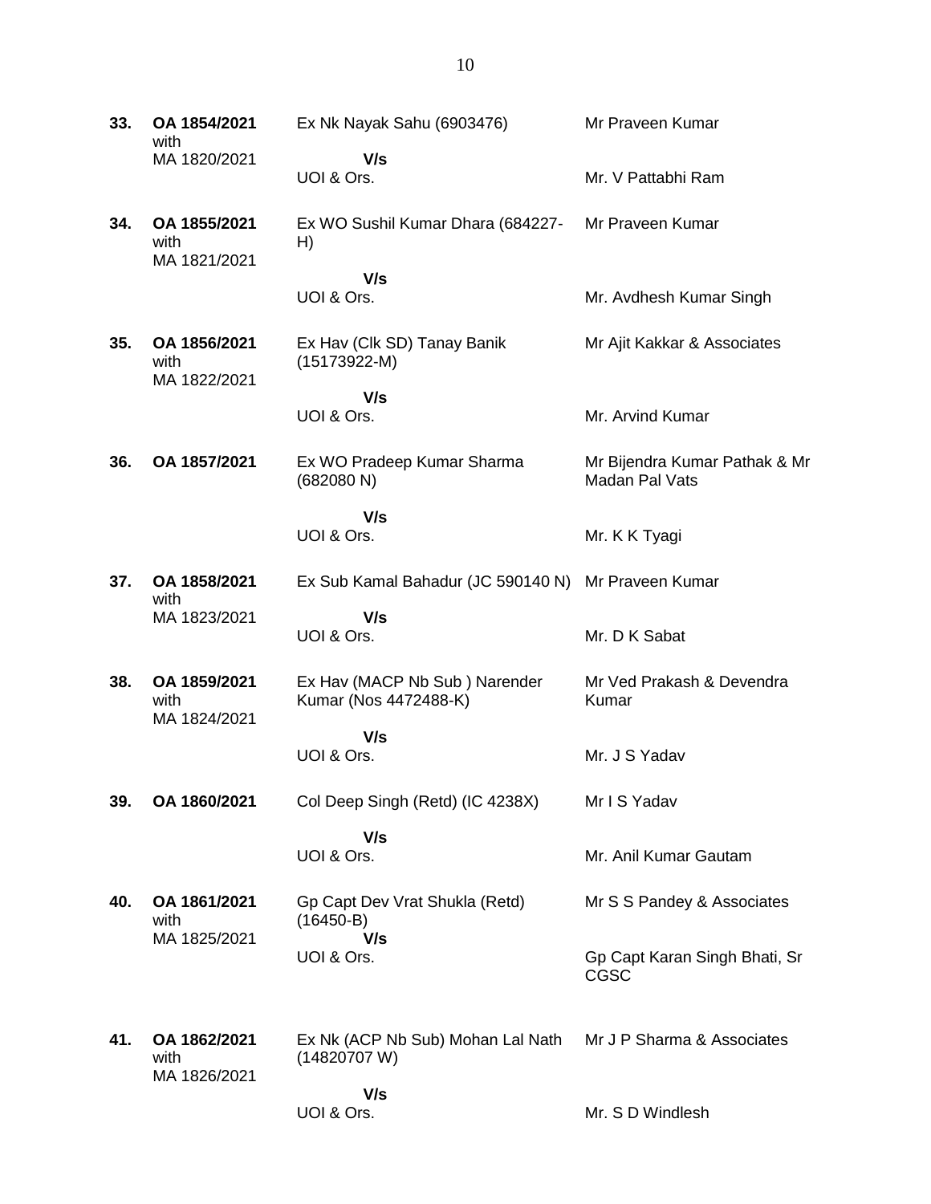| | | | |
|---|---|---|---|
| **33.** | **OA 1854/2021** with MA 1820/2021 | Ex Nk Nayak Sahu (6903476) **V/s** UOI & Ors. | Mr Praveen Kumar<br><br>Mr. V Pattabhi Ram |
| **34.** | **OA 1855/2021** with MA 1821/2021 | Ex WO Sushil Kumar Dhara (684227-H) **V/s** UOI & Ors. | Mr Praveen Kumar<br><br>Mr. Avdhesh Kumar Singh |
| **35.** | **OA 1856/2021** with MA 1822/2021 | Ex Hav (Clk SD) Tanay Banik (15173922-M) **V/s** UOI & Ors. | Mr Ajit Kakkar & Associates<br><br>Mr. Arvind Kumar |
| **36.** | **OA 1857/2021** | Ex WO Pradeep Kumar Sharma (682080 N) **V/s** UOI & Ors. | Mr Bijendra Kumar Pathak & Mr Madan Pal Vats<br><br>Mr. K K Tyagi |
| **37.** | **OA 1858/2021** with MA 1823/2021 | Ex Sub Kamal Bahadur (JC 590140 N) **V/s** UOI & Ors. | Mr Praveen Kumar<br><br>Mr. D K Sabat |
| **38.** | **OA 1859/2021** with MA 1824/2021 | Ex Hav (MACP Nb Sub ) Narender Kumar (Nos 4472488-K) **V/s** UOI & Ors. | Mr Ved Prakash & Devendra Kumar<br><br>Mr. J S Yadav |
| **39.** | **OA 1860/2021** | Col Deep Singh (Retd) (IC 4238X) **V/s** UOI & Ors. | Mr I S Yadav<br><br>Mr. Anil Kumar Gautam |
| **40.** | **OA 1861/2021** with MA 1825/2021 | Gp Capt Dev Vrat Shukla (Retd) (16450-B) **V/s** UOI & Ors. | Mr S S Pandey & Associates<br><br>Gp Capt Karan Singh Bhati, Sr CGSC |
| **41.** | **OA 1862/2021** with MA 1826/2021 | Ex Nk (ACP Nb Sub) Mohan Lal Nath (14820707 W) **V/s** UOI & Ors. | Mr J P Sharma & Associates<br><br>Mr. S D Windlesh |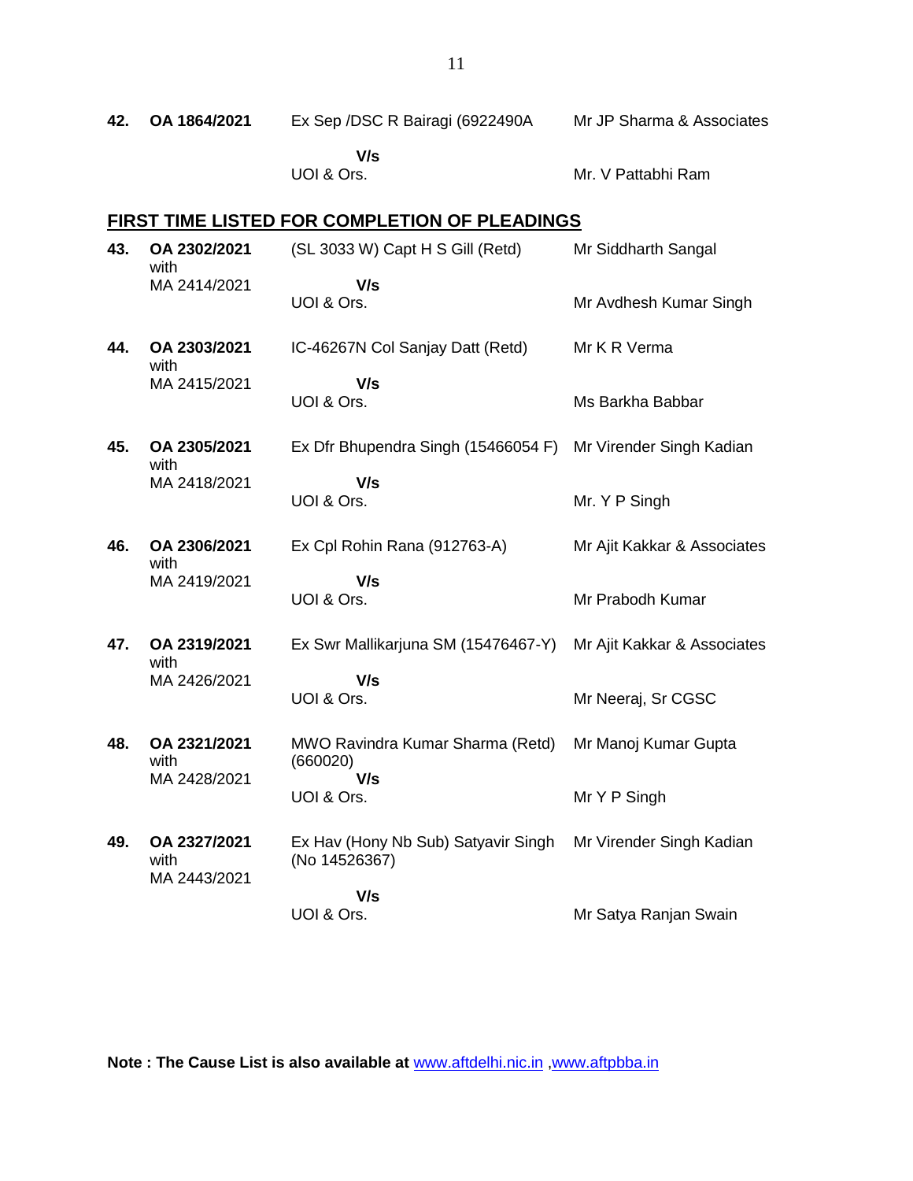| | | | |
|---|---|---|---|
| **42.** | **OA 1864/2021** | Ex Sep /DSC R Bairagi (6922490A<br><br>**V/s**<br>UOI & Ors. | Mr JP Sharma & Associates<br><br><br>Mr. V Pattabhi Ram |

**<u>FIRST TIME LISTED FOR COMPLETION OF PLEADINGS</u>**

| | | | |
|---|---|---|---|
| **43.** | **OA 2302/2021**<br>with<br>MA 2414/2021 | (SL 3033 W) Capt H S Gill (Retd)<br><br>**V/s**<br>UOI & Ors. | Mr Siddharth Sangal<br><br><br>Mr Avdhesh Kumar Singh |
| **44.** | **OA 2303/2021**<br>with<br>MA 2415/2021 | IC-46267N Col Sanjay Datt (Retd)<br><br>**V/s**<br>UOI & Ors. | Mr K R Verma<br><br><br>Ms Barkha Babbar |
| **45.** | **OA 2305/2021**<br>with<br>MA 2418/2021 | Ex Dfr Bhupendra Singh (15466054 F)<br><br>**V/s**<br>UOI & Ors. | Mr Virender Singh Kadian<br><br><br>Mr. Y P Singh |
| **46.** | **OA 2306/2021**<br>with<br>MA 2419/2021 | Ex Cpl Rohin Rana (912763-A)<br><br>**V/s**<br>UOI & Ors. | Mr Ajit Kakkar & Associates<br><br><br>Mr Prabodh Kumar |
| **47.** | **OA 2319/2021**<br>with<br>MA 2426/2021 | Ex Swr Mallikarjuna SM (15476467-Y)<br><br>**V/s**<br>UOI & Ors. | Mr Ajit Kakkar & Associates<br><br><br>Mr Neeraj, Sr CGSC |
| **48.** | **OA 2321/2021**<br>with<br>MA 2428/2021 | MWO Ravindra Kumar Sharma (Retd) (660020)<br>**V/s**<br>UOI & Ors. | Mr Manoj Kumar Gupta<br><br><br>Mr Y P Singh |
| **49.** | **OA 2327/2021**<br>with<br>MA 2443/2021 | Ex Hav (Hony Nb Sub) Satyavir Singh (No 14526367)<br><br>**V/s**<br>UOI & Ors. | Mr Virender Singh Kadian<br><br><br>Mr Satya Ranjan Swain |

**Note : The Cause List is also available at** www.aftdelhi.nic.in ,www.aftpbba.in